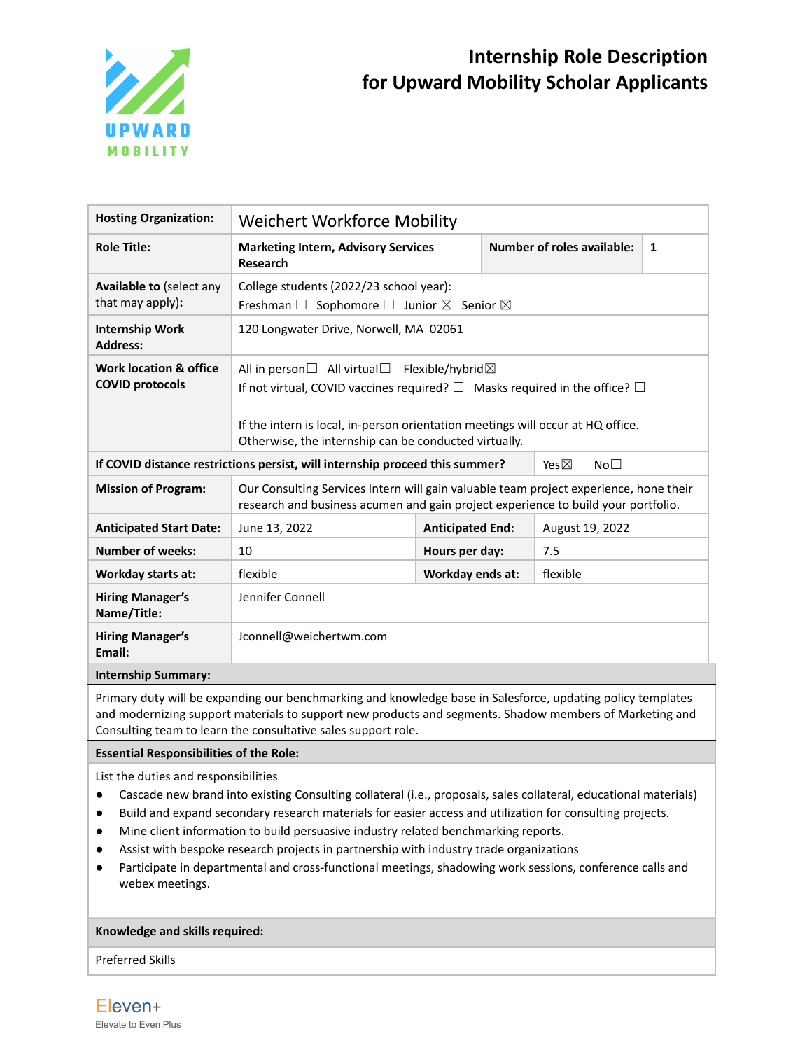# Internship Role Description for Upward Mobility Scholar Applicants

| | | | |
|---|---|---|---|
| **Hosting Organization:** | Weichert Workforce Mobility | | |
| **Role Title:** | **Marketing Intern, Advisory Services Research** | **Number of roles available:** | **1** |
| **Available to** (select any that may apply): | College students (2022/23 school year): Freshman ☐ Sophomore ☐ Junior ☒ Senior ☒ | | |
| **Internship Work Address:** | 120 Longwater Drive, Norwell, MA 02061 | | |
| **Work location & office COVID protocols** | All in person☐ All virtual☐ Flexible/hybrid☒<br>If not virtual, COVID vaccines required? ☐ Masks required in the office? ☐<br><br>If the intern is local, in-person orientation meetings will occur at HQ office. Otherwise, the internship can be conducted virtually. | | |
| **If COVID distance restrictions persist, will internship proceed this summer?** | | Yes☒ No☐ | |
| **Mission of Program:** | Our Consulting Services Intern will gain valuable team project experience, hone their research and business acumen and gain project experience to build your portfolio. | | |
| **Anticipated Start Date:** | June 13, 2022 | **Anticipated End:** | August 19, 2022 |
| **Number of weeks:** | 10 | **Hours per day:** | 7.5 |
| **Workday starts at:** | flexible | **Workday ends at:** | flexible |
| **Hiring Manager's Name/Title:** | Jennifer Connell | | |
| **Hiring Manager's Email:** | Jconnell@weichertwm.com | | |

**Internship Summary:**

Primary duty will be expanding our benchmarking and knowledge base in Salesforce, updating policy templates and modernizing support materials to support new products and segments. Shadow members of Marketing and Consulting team to learn the consultative sales support role.

**Essential Responsibilities of the Role:**

List the duties and responsibilities

- Cascade new brand into existing Consulting collateral (i.e., proposals, sales collateral, educational materials)
- Build and expand secondary research materials for easier access and utilization for consulting projects.
- Mine client information to build persuasive industry related benchmarking reports.
- Assist with bespoke research projects in partnership with industry trade organizations
- Participate in departmental and cross-functional meetings, shadowing work sessions, conference calls and webex meetings.

**Knowledge and skills required:**

Preferred Skills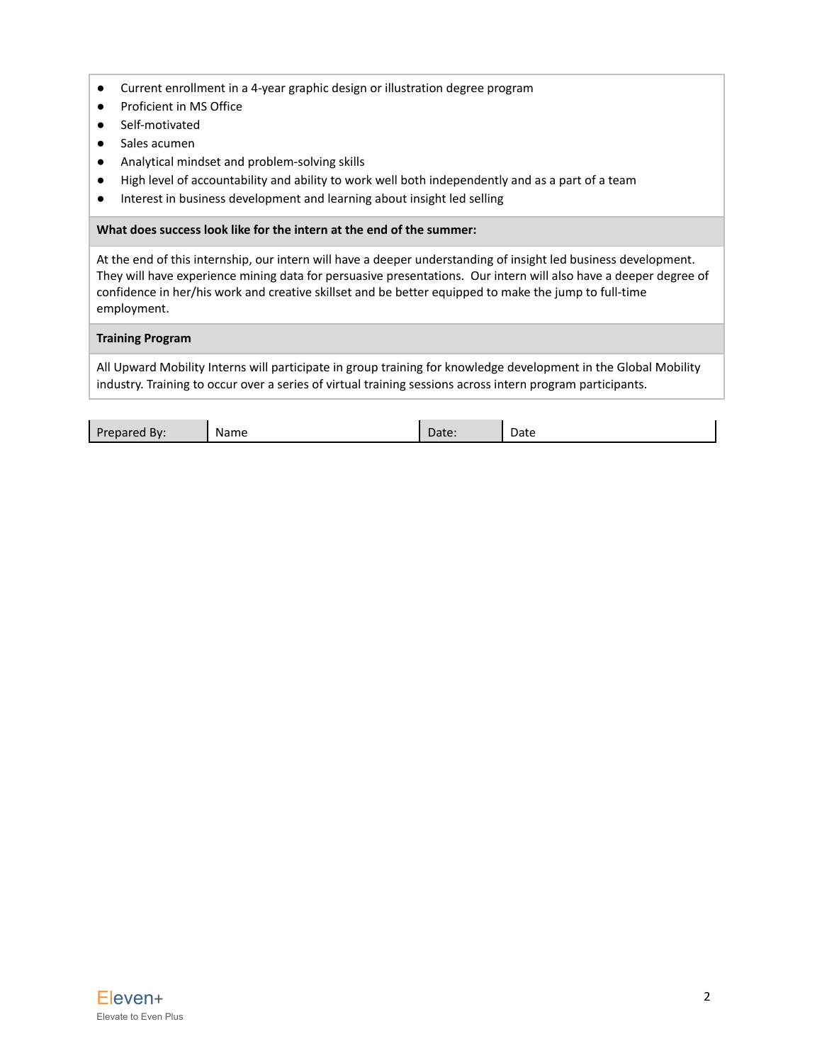- Current enrollment in a 4-year graphic design or illustration degree program
- Proficient in MS Office
- Self-motivated
- Sales acumen
- Analytical mindset and problem-solving skills
- High level of accountability and ability to work well both independently and as a part of a team
- Interest in business development and learning about insight led selling

**What does success look like for the intern at the end of the summer:**

At the end of this internship, our intern will have a deeper understanding of insight led business development. They will have experience mining data for persuasive presentations. Our intern will also have a deeper degree of confidence in her/his work and creative skillset and be better equipped to make the jump to full-time employment.

**Training Program**

All Upward Mobility Interns will participate in group training for knowledge development in the Global Mobility industry. Training to occur over a series of virtual training sessions across intern program participants.

| | | | |
|---|---|---|---|
| Prepared By: | Name | Date: | Date |

Eleven+
Elevate to Even Plus